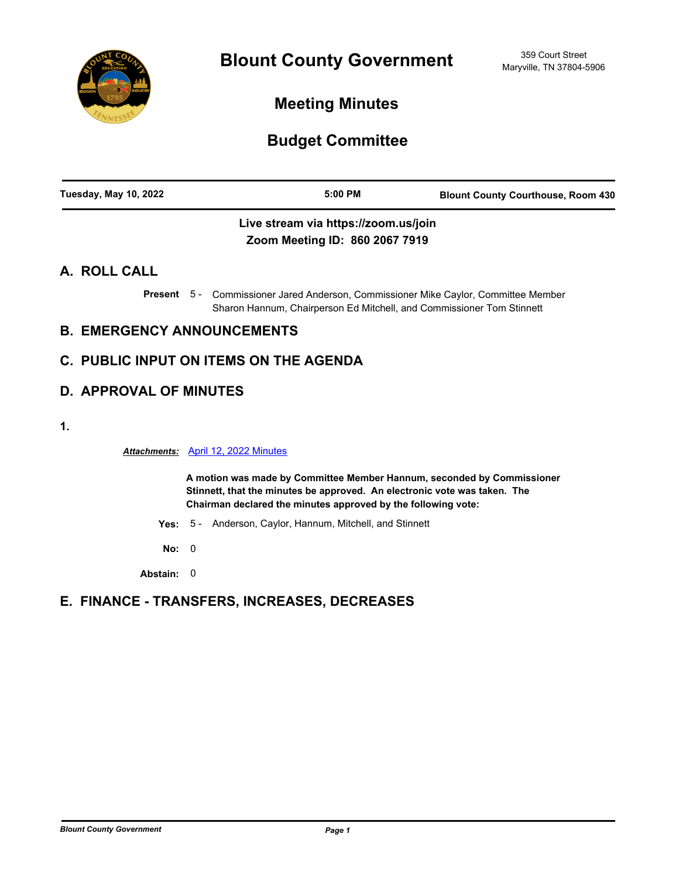# Blount County Government

359 Court Street
Maryville, TN 37804-5906

## Meeting Minutes

## Budget Committee

| Tuesday, May 10, 2022 | 5:00 PM | Blount County Courthouse, Room 430 |
|---|---|---|

**Live stream via https://zoom.us/join**
**Zoom Meeting ID: 860 2067 7919**

## A. ROLL CALL

**Present** 5 - Commissioner Jared Anderson, Commissioner Mike Caylor, Committee Member Sharon Hannum, Chairperson Ed Mitchell, and Commissioner Tom Stinnett

## B. EMERGENCY ANNOUNCEMENTS

## C. PUBLIC INPUT ON ITEMS ON THE AGENDA

## D. APPROVAL OF MINUTES

**1.**

***Attachments:*** April 12, 2022 Minutes

**A motion was made by Committee Member Hannum, seconded by Commissioner Stinnett, that the minutes be approved. An electronic vote was taken. The Chairman declared the minutes approved by the following vote:**

**Yes:** 5 - Anderson, Caylor, Hannum, Mitchell, and Stinnett

**No:** 0

**Abstain:** 0

## E. FINANCE - TRANSFERS, INCREASES, DECREASES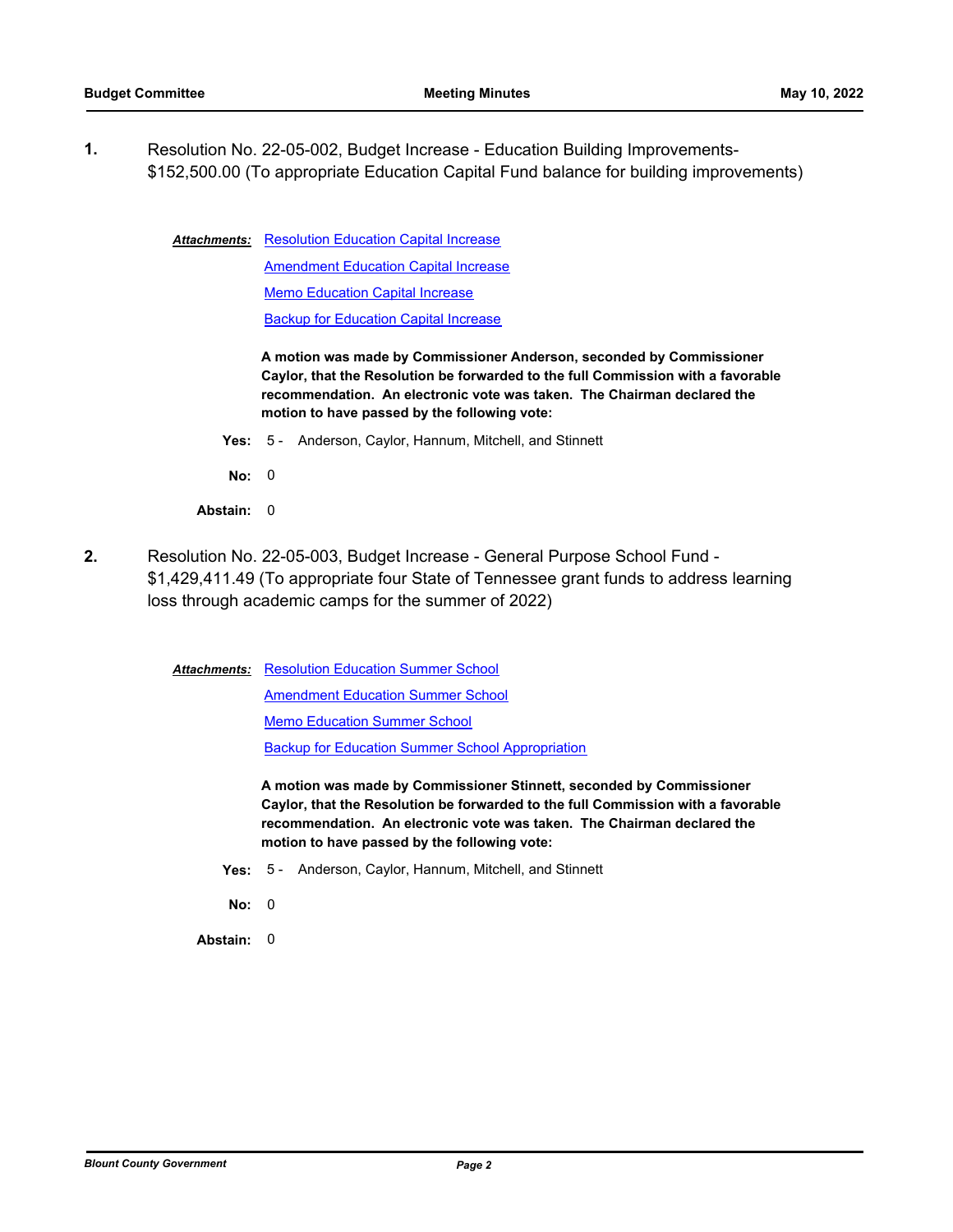**1.** Resolution No. 22-05-002, Budget Increase - Education Building Improvements-$152,500.00 (To appropriate Education Capital Fund balance for building improvements)

***Attachments:*** Resolution Education Capital Increase
Amendment Education Capital Increase
Memo Education Capital Increase
Backup for Education Capital Increase

**A motion was made by Commissioner Anderson, seconded by Commissioner Caylor, that the Resolution be forwarded to the full Commission with a favorable recommendation. An electronic vote was taken. The Chairman declared the motion to have passed by the following vote:**

**Yes:** 5 - Anderson, Caylor, Hannum, Mitchell, and Stinnett

**No:** 0

**Abstain:** 0

**2.** Resolution No. 22-05-003, Budget Increase - General Purpose School Fund - $1,429,411.49 (To appropriate four State of Tennessee grant funds to address learning loss through academic camps for the summer of 2022)

***Attachments:*** Resolution Education Summer School
Amendment Education Summer School
Memo Education Summer School
Backup for Education Summer School Appropriation

**A motion was made by Commissioner Stinnett, seconded by Commissioner Caylor, that the Resolution be forwarded to the full Commission with a favorable recommendation. An electronic vote was taken. The Chairman declared the motion to have passed by the following vote:**

**Yes:** 5 - Anderson, Caylor, Hannum, Mitchell, and Stinnett

**No:** 0

**Abstain:** 0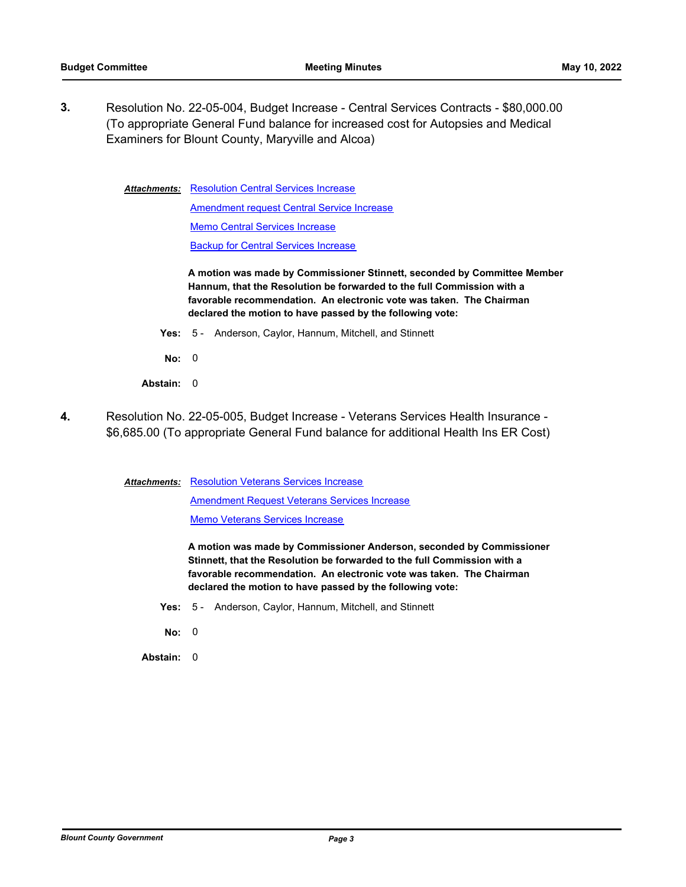**3.** Resolution No. 22-05-004, Budget Increase - Central Services Contracts - $80,000.00 (To appropriate General Fund balance for increased cost for Autopsies and Medical Examiners for Blount County, Maryville and Alcoa)

***Attachments:*** Resolution Central Services Increase
Amendment request Central Service Increase
Memo Central Services Increase
Backup for Central Services Increase

**A motion was made by Commissioner Stinnett, seconded by Committee Member Hannum, that the Resolution be forwarded to the full Commission with a favorable recommendation. An electronic vote was taken. The Chairman declared the motion to have passed by the following vote:**

**Yes:** 5 - Anderson, Caylor, Hannum, Mitchell, and Stinnett

**No:** 0

**Abstain:** 0

**4.** Resolution No. 22-05-005, Budget Increase - Veterans Services Health Insurance - $6,685.00 (To appropriate General Fund balance for additional Health Ins ER Cost)

***Attachments:*** Resolution Veterans Services Increase
Amendment Request Veterans Services Increase
Memo Veterans Services Increase

**A motion was made by Commissioner Anderson, seconded by Commissioner Stinnett, that the Resolution be forwarded to the full Commission with a favorable recommendation. An electronic vote was taken. The Chairman declared the motion to have passed by the following vote:**

**Yes:** 5 - Anderson, Caylor, Hannum, Mitchell, and Stinnett

**No:** 0

**Abstain:** 0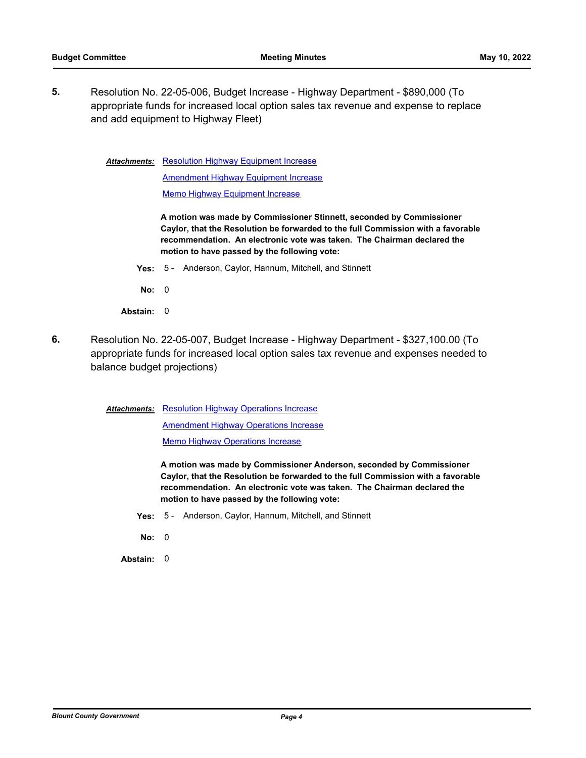**5.** Resolution No. 22-05-006, Budget Increase - Highway Department - $890,000 (To appropriate funds for increased local option sales tax revenue and expense to replace and add equipment to Highway Fleet)

***Attachments:*** Resolution Highway Equipment Increase
Amendment Highway Equipment Increase
Memo Highway Equipment Increase

**A motion was made by Commissioner Stinnett, seconded by Commissioner Caylor, that the Resolution be forwarded to the full Commission with a favorable recommendation. An electronic vote was taken. The Chairman declared the motion to have passed by the following vote:**

**Yes:** 5 - Anderson, Caylor, Hannum, Mitchell, and Stinnett

**No:** 0

**Abstain:** 0

**6.** Resolution No. 22-05-007, Budget Increase - Highway Department - $327,100.00 (To appropriate funds for increased local option sales tax revenue and expenses needed to balance budget projections)

***Attachments:*** Resolution Highway Operations Increase
Amendment Highway Operations Increase
Memo Highway Operations Increase

**A motion was made by Commissioner Anderson, seconded by Commissioner Caylor, that the Resolution be forwarded to the full Commission with a favorable recommendation. An electronic vote was taken. The Chairman declared the motion to have passed by the following vote:**

**Yes:** 5 - Anderson, Caylor, Hannum, Mitchell, and Stinnett

**No:** 0

**Abstain:** 0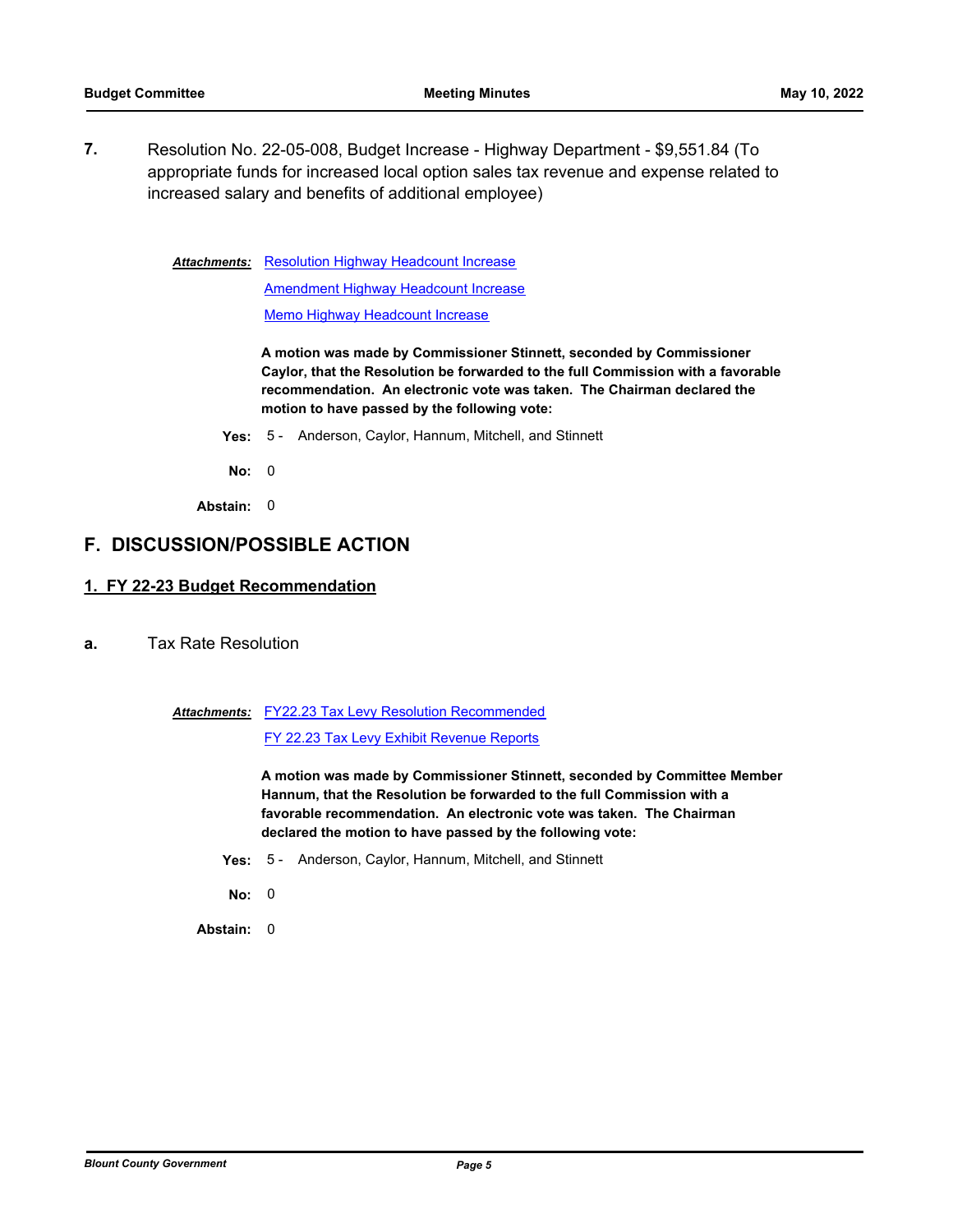**7.** Resolution No. 22-05-008, Budget Increase - Highway Department - $9,551.84 (To appropriate funds for increased local option sales tax revenue and expense related to increased salary and benefits of additional employee)

***Attachments:*** Resolution Highway Headcount Increase
Amendment Highway Headcount Increase
Memo Highway Headcount Increase

**A motion was made by Commissioner Stinnett, seconded by Commissioner Caylor, that the Resolution be forwarded to the full Commission with a favorable recommendation. An electronic vote was taken. The Chairman declared the motion to have passed by the following vote:**

**Yes:** 5 - Anderson, Caylor, Hannum, Mitchell, and Stinnett

**No:** 0

**Abstain:** 0

## F. DISCUSSION/POSSIBLE ACTION

### 1. FY 22-23 Budget Recommendation

**a.** Tax Rate Resolution

***Attachments:*** FY22.23 Tax Levy Resolution Recommended
FY 22.23 Tax Levy Exhibit Revenue Reports

**A motion was made by Commissioner Stinnett, seconded by Committee Member Hannum, that the Resolution be forwarded to the full Commission with a favorable recommendation. An electronic vote was taken. The Chairman declared the motion to have passed by the following vote:**

**Yes:** 5 - Anderson, Caylor, Hannum, Mitchell, and Stinnett

**No:** 0

**Abstain:** 0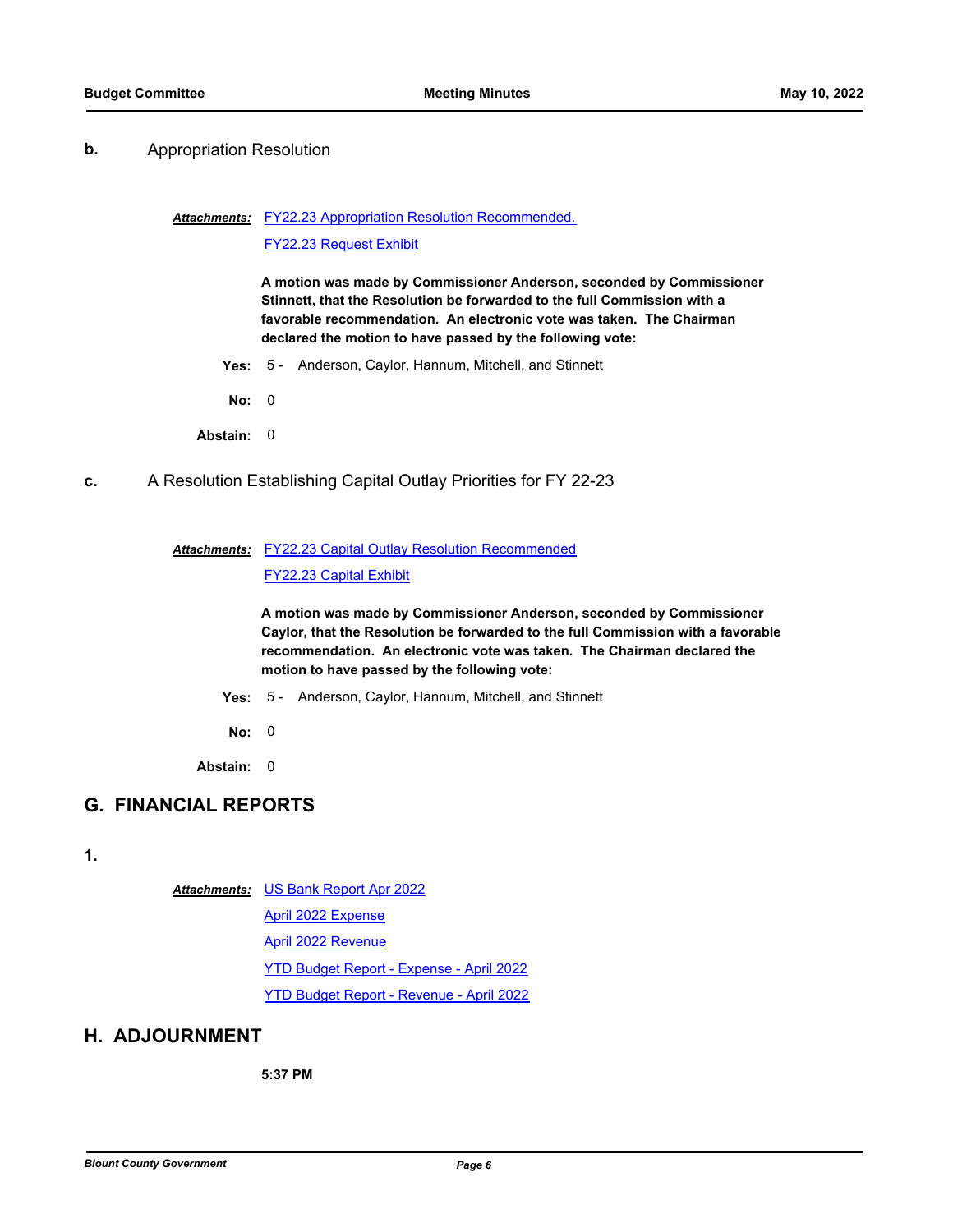**b.** Appropriation Resolution

***Attachments:*** FY22.23 Appropriation Resolution Recommended.

FY22.23 Request Exhibit

**A motion was made by Commissioner Anderson, seconded by Commissioner Stinnett, that the Resolution be forwarded to the full Commission with a favorable recommendation. An electronic vote was taken. The Chairman declared the motion to have passed by the following vote:**

**Yes:** 5 - Anderson, Caylor, Hannum, Mitchell, and Stinnett

**No:** 0

**Abstain:** 0

**c.** A Resolution Establishing Capital Outlay Priorities for FY 22-23

***Attachments:*** FY22.23 Capital Outlay Resolution Recommended

FY22.23 Capital Exhibit

**A motion was made by Commissioner Anderson, seconded by Commissioner Caylor, that the Resolution be forwarded to the full Commission with a favorable recommendation. An electronic vote was taken. The Chairman declared the motion to have passed by the following vote:**

**Yes:** 5 - Anderson, Caylor, Hannum, Mitchell, and Stinnett

**No:** 0

**Abstain:** 0

## G. FINANCIAL REPORTS

**1.**

***Attachments:*** US Bank Report Apr 2022

April 2022 Expense

April 2022 Revenue

YTD Budget Report - Expense - April 2022

YTD Budget Report - Revenue - April 2022

## H. ADJOURNMENT

**5:37 PM**